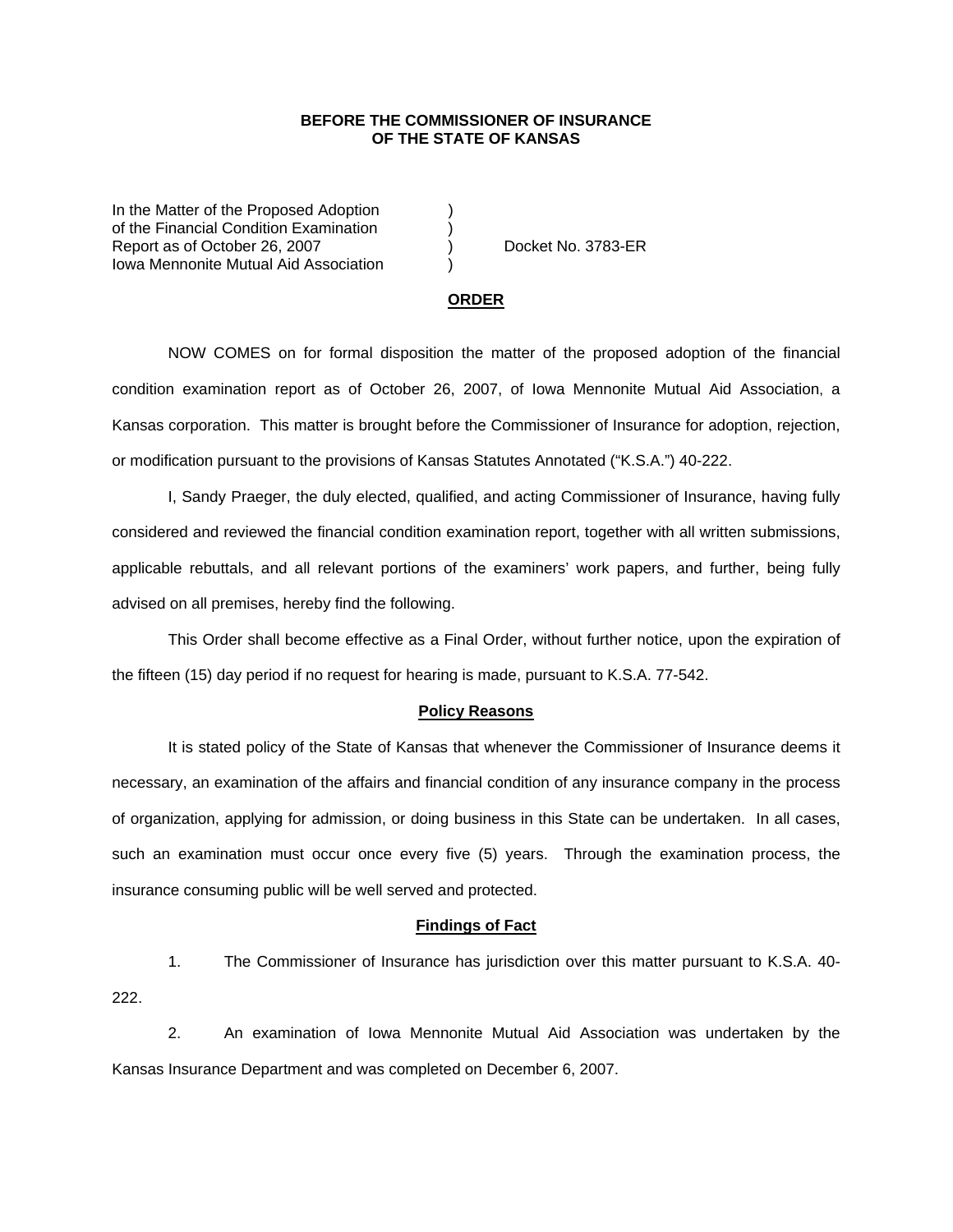**BEFORE THE COMMISSIONER OF INSURANCE**
**OF THE STATE OF KANSAS**

| | | |
|---|---|---|
| In the Matter of the Proposed Adoption of the Financial Condition Examination Report as of October 26, 2007 Iowa Mennonite Mutual Aid Association | ) ) ) ) | Docket No. 3783-ER |

**ORDER**

NOW COMES on for formal disposition the matter of the proposed adoption of the financial condition examination report as of October 26, 2007, of Iowa Mennonite Mutual Aid Association, a Kansas corporation. This matter is brought before the Commissioner of Insurance for adoption, rejection, or modification pursuant to the provisions of Kansas Statutes Annotated ("K.S.A.") 40-222.

I, Sandy Praeger, the duly elected, qualified, and acting Commissioner of Insurance, having fully considered and reviewed the financial condition examination report, together with all written submissions, applicable rebuttals, and all relevant portions of the examiners' work papers, and further, being fully advised on all premises, hereby find the following.

This Order shall become effective as a Final Order, without further notice, upon the expiration of the fifteen (15) day period if no request for hearing is made, pursuant to K.S.A. 77-542.

**Policy Reasons**

It is stated policy of the State of Kansas that whenever the Commissioner of Insurance deems it necessary, an examination of the affairs and financial condition of any insurance company in the process of organization, applying for admission, or doing business in this State can be undertaken. In all cases, such an examination must occur once every five (5) years. Through the examination process, the insurance consuming public will be well served and protected.

**Findings of Fact**

1. The Commissioner of Insurance has jurisdiction over this matter pursuant to K.S.A. 40-222.

2. An examination of Iowa Mennonite Mutual Aid Association was undertaken by the Kansas Insurance Department and was completed on December 6, 2007.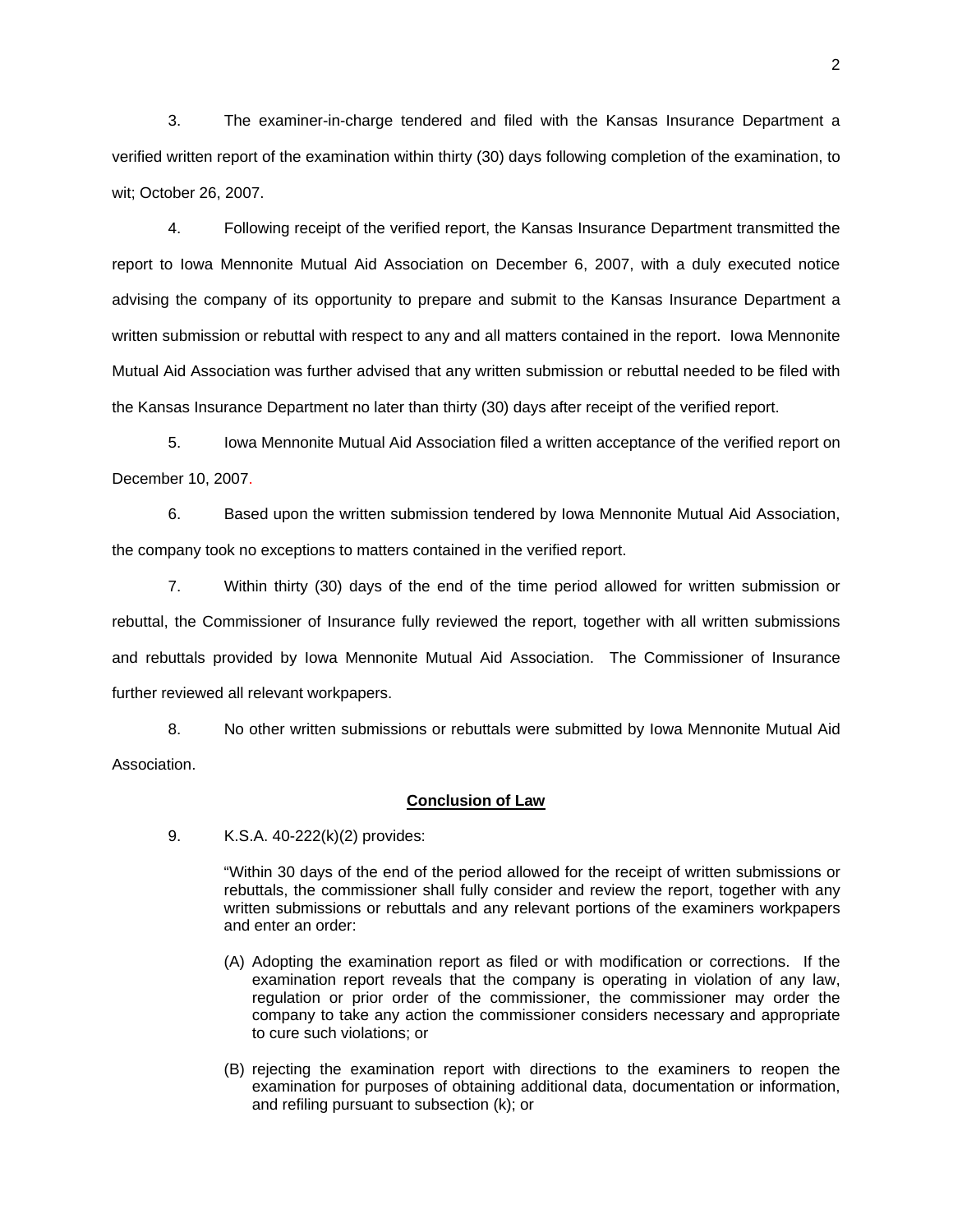3. The examiner-in-charge tendered and filed with the Kansas Insurance Department a verified written report of the examination within thirty (30) days following completion of the examination, to wit; October 26, 2007.

4. Following receipt of the verified report, the Kansas Insurance Department transmitted the report to Iowa Mennonite Mutual Aid Association on December 6, 2007, with a duly executed notice advising the company of its opportunity to prepare and submit to the Kansas Insurance Department a written submission or rebuttal with respect to any and all matters contained in the report. Iowa Mennonite Mutual Aid Association was further advised that any written submission or rebuttal needed to be filed with the Kansas Insurance Department no later than thirty (30) days after receipt of the verified report.

5. Iowa Mennonite Mutual Aid Association filed a written acceptance of the verified report on December 10, 2007.

6. Based upon the written submission tendered by Iowa Mennonite Mutual Aid Association, the company took no exceptions to matters contained in the verified report.

7. Within thirty (30) days of the end of the time period allowed for written submission or rebuttal, the Commissioner of Insurance fully reviewed the report, together with all written submissions and rebuttals provided by Iowa Mennonite Mutual Aid Association. The Commissioner of Insurance further reviewed all relevant workpapers.

8. No other written submissions or rebuttals were submitted by Iowa Mennonite Mutual Aid Association.

## Conclusion of Law

9. K.S.A. 40-222(k)(2) provides:

> "Within 30 days of the end of the period allowed for the receipt of written submissions or rebuttals, the commissioner shall fully consider and review the report, together with any written submissions or rebuttals and any relevant portions of the examiners workpapers and enter an order:
>
> (A) Adopting the examination report as filed or with modification or corrections. If the examination report reveals that the company is operating in violation of any law, regulation or prior order of the commissioner, the commissioner may order the company to take any action the commissioner considers necessary and appropriate to cure such violations; or
>
> (B) rejecting the examination report with directions to the examiners to reopen the examination for purposes of obtaining additional data, documentation or information, and refiling pursuant to subsection (k); or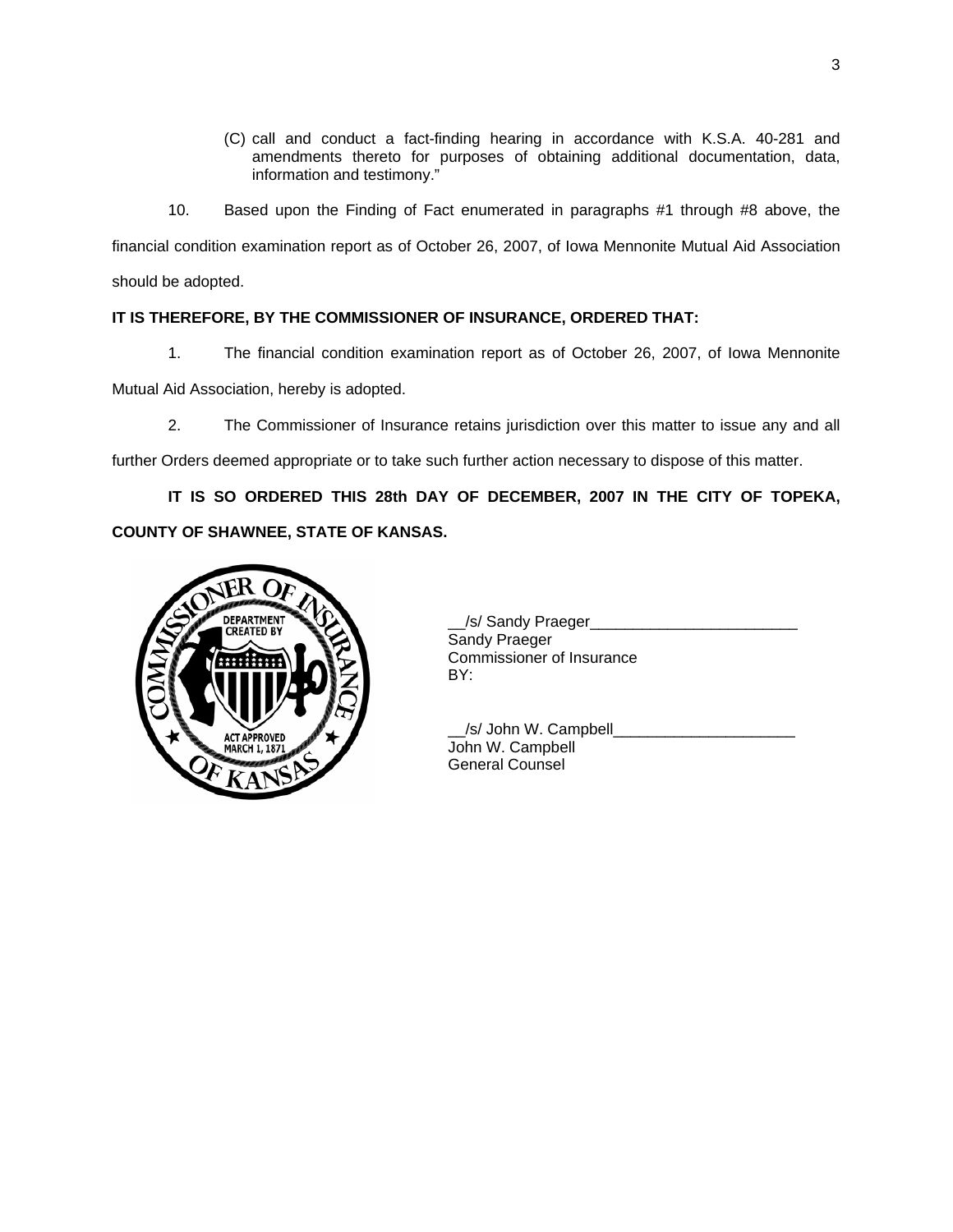(C) call and conduct a fact-finding hearing in accordance with K.S.A. 40-281 and amendments thereto for purposes of obtaining additional documentation, data, information and testimony."

10. Based upon the Finding of Fact enumerated in paragraphs #1 through #8 above, the financial condition examination report as of October 26, 2007, of Iowa Mennonite Mutual Aid Association should be adopted.

**IT IS THEREFORE, BY THE COMMISSIONER OF INSURANCE, ORDERED THAT:**

1. The financial condition examination report as of October 26, 2007, of Iowa Mennonite Mutual Aid Association, hereby is adopted.

2. The Commissioner of Insurance retains jurisdiction over this matter to issue any and all further Orders deemed appropriate or to take such further action necessary to dispose of this matter.

**IT IS SO ORDERED THIS 28th DAY OF DECEMBER, 2007 IN THE CITY OF TOPEKA, COUNTY OF SHAWNEE, STATE OF KANSAS.**

__/s/ Sandy Praeger________________________
Sandy Praeger
Commissioner of Insurance
BY:

__/s/ John W. Campbell_____________________
John W. Campbell
General Counsel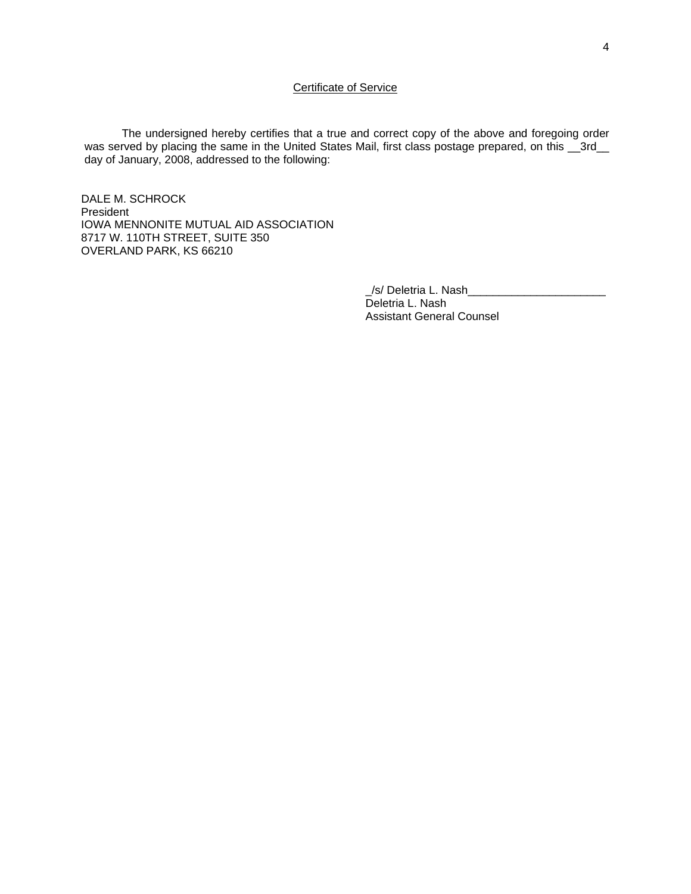## Certificate of Service

The undersigned hereby certifies that a true and correct copy of the above and foregoing order was served by placing the same in the United States Mail, first class postage prepared, on this __3rd__ day of January, 2008, addressed to the following:

DALE M. SCHROCK
President
IOWA MENNONITE MUTUAL AID ASSOCIATION
8717 W. 110TH STREET, SUITE 350
OVERLAND PARK, KS 66210

_/s/ Deletria L. Nash______________________
Deletria L. Nash
Assistant General Counsel